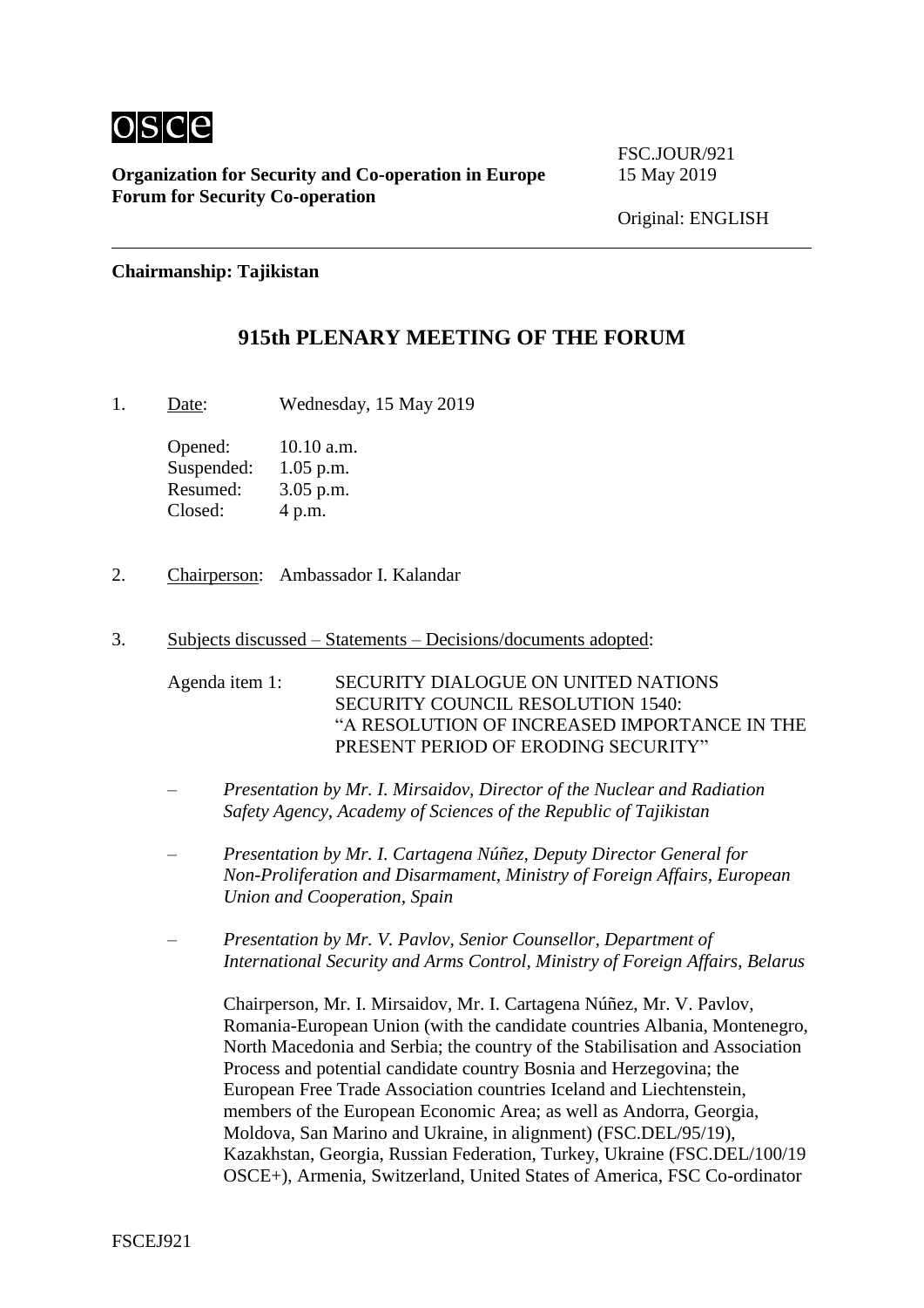**Organization for Security and Co-operation in Europe**
**Forum for Security Co-operation**

FSC.JOUR/921
15 May 2019

Original: ENGLISH

---

**Chairmanship: Tajikistan**

# 915th PLENARY MEETING OF THE FORUM

1. Date: Wednesday, 15 May 2019

   Opened: 10.10 a.m.
   Suspended: 1.05 p.m.
   Resumed: 3.05 p.m.
   Closed: 4 p.m.

2. Chairperson: Ambassador I. Kalandar

3. Subjects discussed – Statements – Decisions/documents adopted:

   Agenda item 1: SECURITY DIALOGUE ON UNITED NATIONS SECURITY COUNCIL RESOLUTION 1540: "A RESOLUTION OF INCREASED IMPORTANCE IN THE PRESENT PERIOD OF ERODING SECURITY"

   – *Presentation by Mr. I. Mirsaidov, Director of the Nuclear and Radiation Safety Agency, Academy of Sciences of the Republic of Tajikistan*

   – *Presentation by Mr. I. Cartagena Núñez, Deputy Director General for Non-Proliferation and Disarmament, Ministry of Foreign Affairs, European Union and Cooperation, Spain*

   – *Presentation by Mr. V. Pavlov, Senior Counsellor, Department of International Security and Arms Control, Ministry of Foreign Affairs, Belarus*

   Chairperson, Mr. I. Mirsaidov, Mr. I. Cartagena Núñez, Mr. V. Pavlov, Romania-European Union (with the candidate countries Albania, Montenegro, North Macedonia and Serbia; the country of the Stabilisation and Association Process and potential candidate country Bosnia and Herzegovina; the European Free Trade Association countries Iceland and Liechtenstein, members of the European Economic Area; as well as Andorra, Georgia, Moldova, San Marino and Ukraine, in alignment) (FSC.DEL/95/19), Kazakhstan, Georgia, Russian Federation, Turkey, Ukraine (FSC.DEL/100/19 OSCE+), Armenia, Switzerland, United States of America, FSC Co-ordinator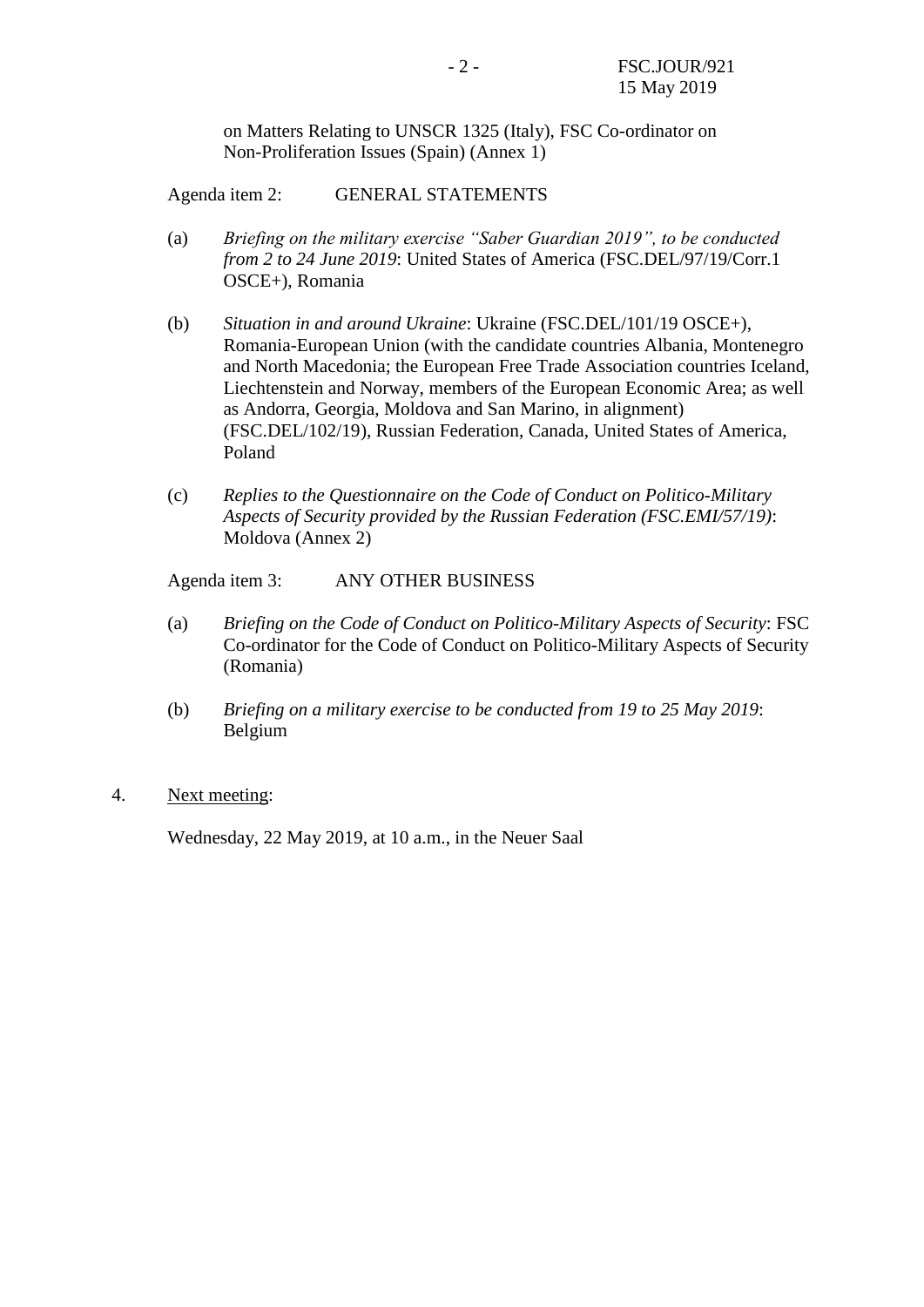on Matters Relating to UNSCR 1325 (Italy), FSC Co-ordinator on Non-Proliferation Issues (Spain) (Annex 1)

Agenda item 2: GENERAL STATEMENTS

(a) *Briefing on the military exercise "Saber Guardian 2019", to be conducted from 2 to 24 June 2019*: United States of America (FSC.DEL/97/19/Corr.1 OSCE+), Romania

(b) *Situation in and around Ukraine*: Ukraine (FSC.DEL/101/19 OSCE+), Romania-European Union (with the candidate countries Albania, Montenegro and North Macedonia; the European Free Trade Association countries Iceland, Liechtenstein and Norway, members of the European Economic Area; as well as Andorra, Georgia, Moldova and San Marino, in alignment) (FSC.DEL/102/19), Russian Federation, Canada, United States of America, Poland

(c) *Replies to the Questionnaire on the Code of Conduct on Politico-Military Aspects of Security provided by the Russian Federation (FSC.EMI/57/19)*: Moldova (Annex 2)

Agenda item 3: ANY OTHER BUSINESS

(a) *Briefing on the Code of Conduct on Politico-Military Aspects of Security*: FSC Co-ordinator for the Code of Conduct on Politico-Military Aspects of Security (Romania)

(b) *Briefing on a military exercise to be conducted from 19 to 25 May 2019*: Belgium

4. Next meeting:

Wednesday, 22 May 2019, at 10 a.m., in the Neuer Saal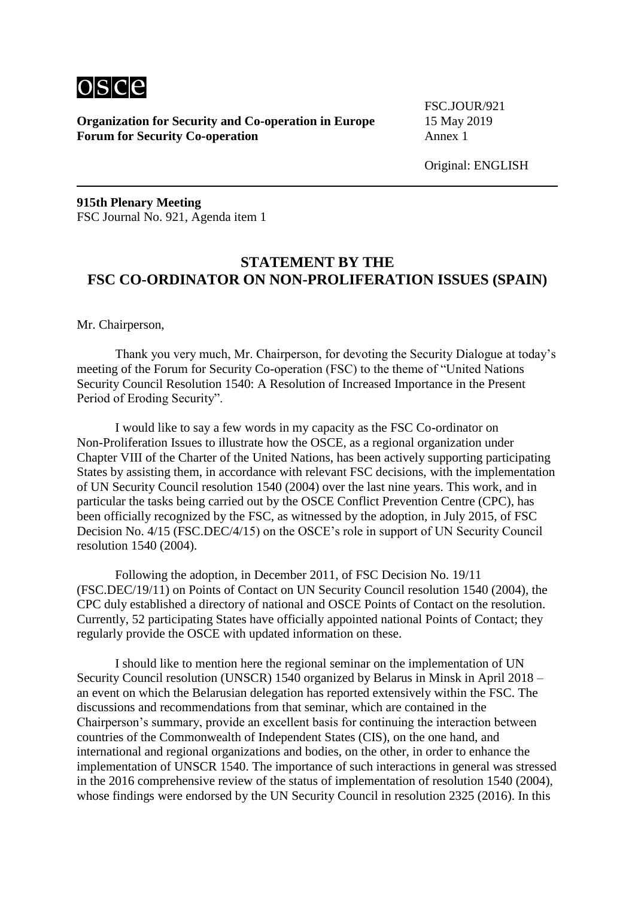Organization for Security and Co-operation in Europe
Forum for Security Co-operation

FSC.JOUR/921
15 May 2019
Annex 1

Original: ENGLISH

**915th Plenary Meeting**
FSC Journal No. 921, Agenda item 1

## STATEMENT BY THE FSC CO-ORDINATOR ON NON-PROLIFERATION ISSUES (SPAIN)

Mr. Chairperson,

Thank you very much, Mr. Chairperson, for devoting the Security Dialogue at today's meeting of the Forum for Security Co-operation (FSC) to the theme of "United Nations Security Council Resolution 1540: A Resolution of Increased Importance in the Present Period of Eroding Security".

I would like to say a few words in my capacity as the FSC Co-ordinator on Non-Proliferation Issues to illustrate how the OSCE, as a regional organization under Chapter VIII of the Charter of the United Nations, has been actively supporting participating States by assisting them, in accordance with relevant FSC decisions, with the implementation of UN Security Council resolution 1540 (2004) over the last nine years. This work, and in particular the tasks being carried out by the OSCE Conflict Prevention Centre (CPC), has been officially recognized by the FSC, as witnessed by the adoption, in July 2015, of FSC Decision No. 4/15 (FSC.DEC/4/15) on the OSCE's role in support of UN Security Council resolution 1540 (2004).

Following the adoption, in December 2011, of FSC Decision No. 19/11 (FSC.DEC/19/11) on Points of Contact on UN Security Council resolution 1540 (2004), the CPC duly established a directory of national and OSCE Points of Contact on the resolution. Currently, 52 participating States have officially appointed national Points of Contact; they regularly provide the OSCE with updated information on these.

I should like to mention here the regional seminar on the implementation of UN Security Council resolution (UNSCR) 1540 organized by Belarus in Minsk in April 2018 – an event on which the Belarusian delegation has reported extensively within the FSC. The discussions and recommendations from that seminar, which are contained in the Chairperson's summary, provide an excellent basis for continuing the interaction between countries of the Commonwealth of Independent States (CIS), on the one hand, and international and regional organizations and bodies, on the other, in order to enhance the implementation of UNSCR 1540. The importance of such interactions in general was stressed in the 2016 comprehensive review of the status of implementation of resolution 1540 (2004), whose findings were endorsed by the UN Security Council in resolution 2325 (2016). In this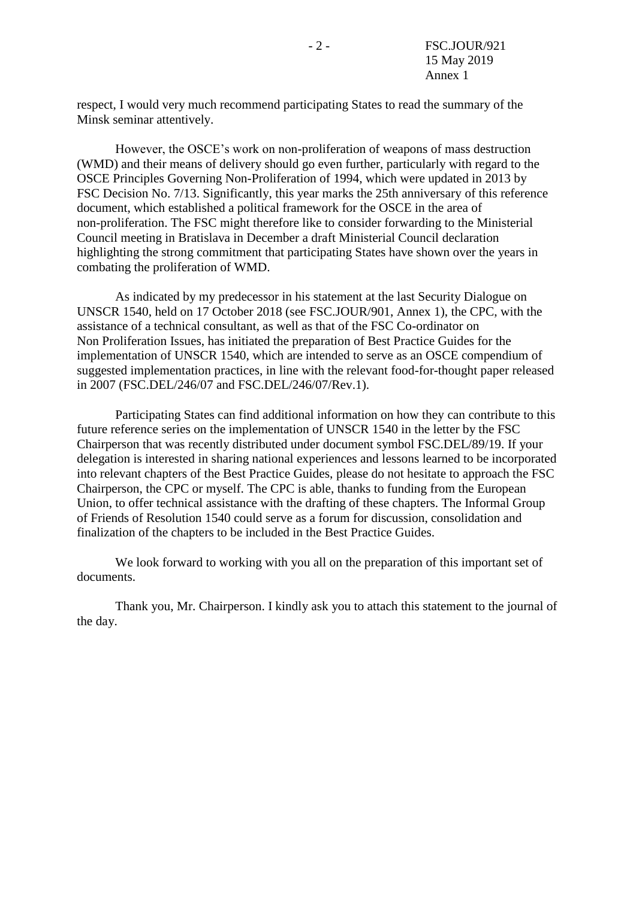respect, I would very much recommend participating States to read the summary of the Minsk seminar attentively.

However, the OSCE's work on non-proliferation of weapons of mass destruction (WMD) and their means of delivery should go even further, particularly with regard to the OSCE Principles Governing Non-Proliferation of 1994, which were updated in 2013 by FSC Decision No. 7/13. Significantly, this year marks the 25th anniversary of this reference document, which established a political framework for the OSCE in the area of non-proliferation. The FSC might therefore like to consider forwarding to the Ministerial Council meeting in Bratislava in December a draft Ministerial Council declaration highlighting the strong commitment that participating States have shown over the years in combating the proliferation of WMD.

As indicated by my predecessor in his statement at the last Security Dialogue on UNSCR 1540, held on 17 October 2018 (see FSC.JOUR/901, Annex 1), the CPC, with the assistance of a technical consultant, as well as that of the FSC Co-ordinator on Non Proliferation Issues, has initiated the preparation of Best Practice Guides for the implementation of UNSCR 1540, which are intended to serve as an OSCE compendium of suggested implementation practices, in line with the relevant food-for-thought paper released in 2007 (FSC.DEL/246/07 and FSC.DEL/246/07/Rev.1).

Participating States can find additional information on how they can contribute to this future reference series on the implementation of UNSCR 1540 in the letter by the FSC Chairperson that was recently distributed under document symbol FSC.DEL/89/19. If your delegation is interested in sharing national experiences and lessons learned to be incorporated into relevant chapters of the Best Practice Guides, please do not hesitate to approach the FSC Chairperson, the CPC or myself. The CPC is able, thanks to funding from the European Union, to offer technical assistance with the drafting of these chapters. The Informal Group of Friends of Resolution 1540 could serve as a forum for discussion, consolidation and finalization of the chapters to be included in the Best Practice Guides.

We look forward to working with you all on the preparation of this important set of documents.

Thank you, Mr. Chairperson. I kindly ask you to attach this statement to the journal of the day.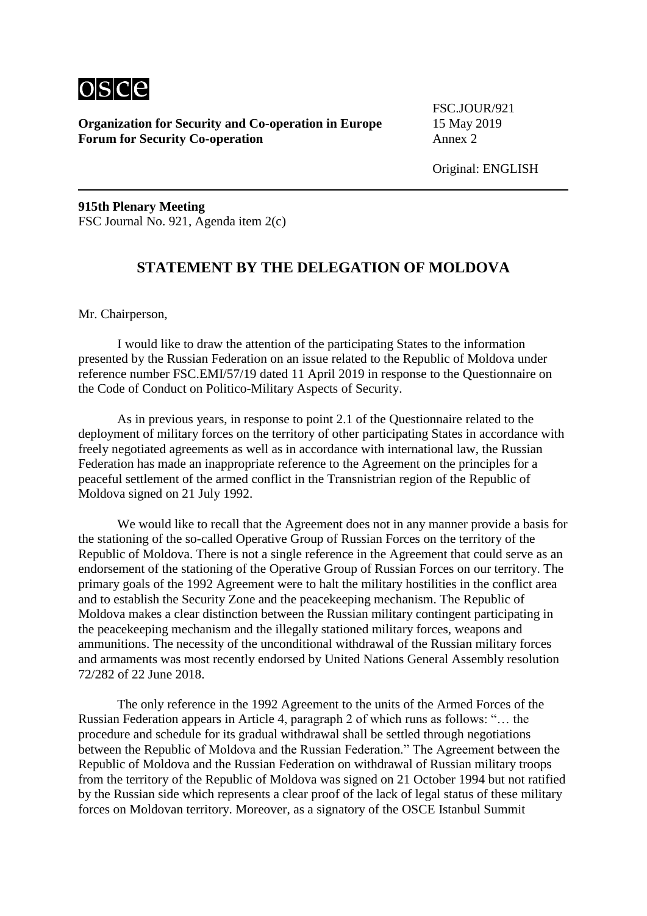**Organization for Security and Co-operation in Europe**
**Forum for Security Co-operation**

FSC.JOUR/921
15 May 2019
Annex 2

Original: ENGLISH

**915th Plenary Meeting**
FSC Journal No. 921, Agenda item 2(c)

## STATEMENT BY THE DELEGATION OF MOLDOVA

Mr. Chairperson,

I would like to draw the attention of the participating States to the information presented by the Russian Federation on an issue related to the Republic of Moldova under reference number FSC.EMI/57/19 dated 11 April 2019 in response to the Questionnaire on the Code of Conduct on Politico-Military Aspects of Security.

As in previous years, in response to point 2.1 of the Questionnaire related to the deployment of military forces on the territory of other participating States in accordance with freely negotiated agreements as well as in accordance with international law, the Russian Federation has made an inappropriate reference to the Agreement on the principles for a peaceful settlement of the armed conflict in the Transnistrian region of the Republic of Moldova signed on 21 July 1992.

We would like to recall that the Agreement does not in any manner provide a basis for the stationing of the so-called Operative Group of Russian Forces on the territory of the Republic of Moldova. There is not a single reference in the Agreement that could serve as an endorsement of the stationing of the Operative Group of Russian Forces on our territory. The primary goals of the 1992 Agreement were to halt the military hostilities in the conflict area and to establish the Security Zone and the peacekeeping mechanism. The Republic of Moldova makes a clear distinction between the Russian military contingent participating in the peacekeeping mechanism and the illegally stationed military forces, weapons and ammunitions. The necessity of the unconditional withdrawal of the Russian military forces and armaments was most recently endorsed by United Nations General Assembly resolution 72/282 of 22 June 2018.

The only reference in the 1992 Agreement to the units of the Armed Forces of the Russian Federation appears in Article 4, paragraph 2 of which runs as follows: "… the procedure and schedule for its gradual withdrawal shall be settled through negotiations between the Republic of Moldova and the Russian Federation." The Agreement between the Republic of Moldova and the Russian Federation on withdrawal of Russian military troops from the territory of the Republic of Moldova was signed on 21 October 1994 but not ratified by the Russian side which represents a clear proof of the lack of legal status of these military forces on Moldovan territory. Moreover, as a signatory of the OSCE Istanbul Summit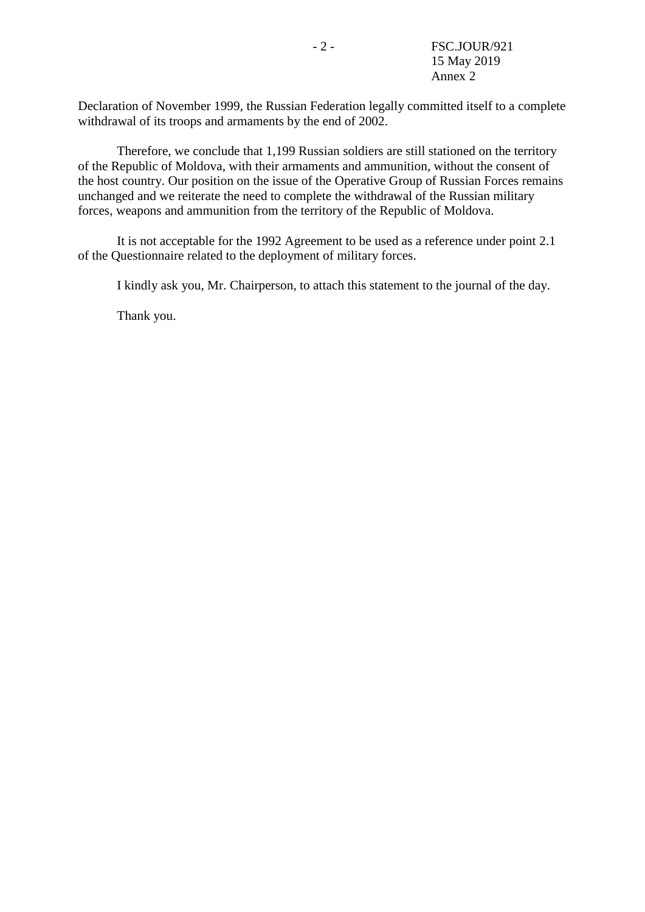Declaration of November 1999, the Russian Federation legally committed itself to a complete withdrawal of its troops and armaments by the end of 2002.

Therefore, we conclude that 1,199 Russian soldiers are still stationed on the territory of the Republic of Moldova, with their armaments and ammunition, without the consent of the host country. Our position on the issue of the Operative Group of Russian Forces remains unchanged and we reiterate the need to complete the withdrawal of the Russian military forces, weapons and ammunition from the territory of the Republic of Moldova.

It is not acceptable for the 1992 Agreement to be used as a reference under point 2.1 of the Questionnaire related to the deployment of military forces.

I kindly ask you, Mr. Chairperson, to attach this statement to the journal of the day.

Thank you.